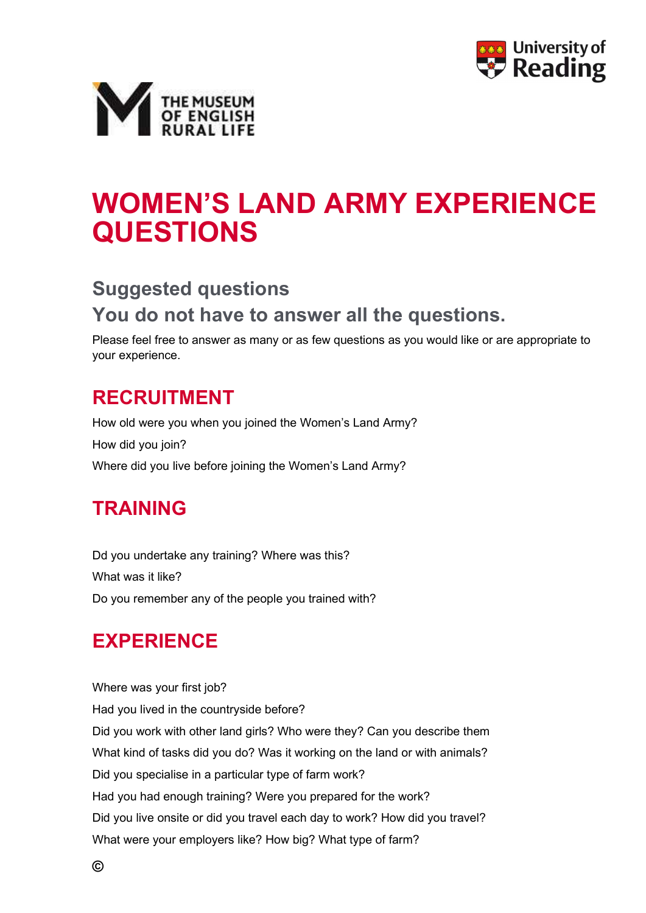# WOMEN'S LAND ARMY EXPERIENCE QUESTIONS

## Suggested questions

## You do not have to answer all the questions.

Please feel free to answer as many or as few questions as you would like or are appropriate to your experience.

## RECRUITMENT

How old were you when you joined the Women's Land Army?

How did you join?

Where did you live before joining the Women's Land Army?

## TRAINING

Dd you undertake any training? Where was this?

What was it like?

Do you remember any of the people you trained with?

## EXPERIENCE

Where was your first job?

Had you lived in the countryside before?

Did you work with other land girls? Who were they? Can you describe them

What kind of tasks did you do? Was it working on the land or with animals?

Did you specialise in a particular type of farm work?

Had you had enough training? Were you prepared for the work?

Did you live onsite or did you travel each day to work? How did you travel?

What were your employers like? How big? What type of farm?

©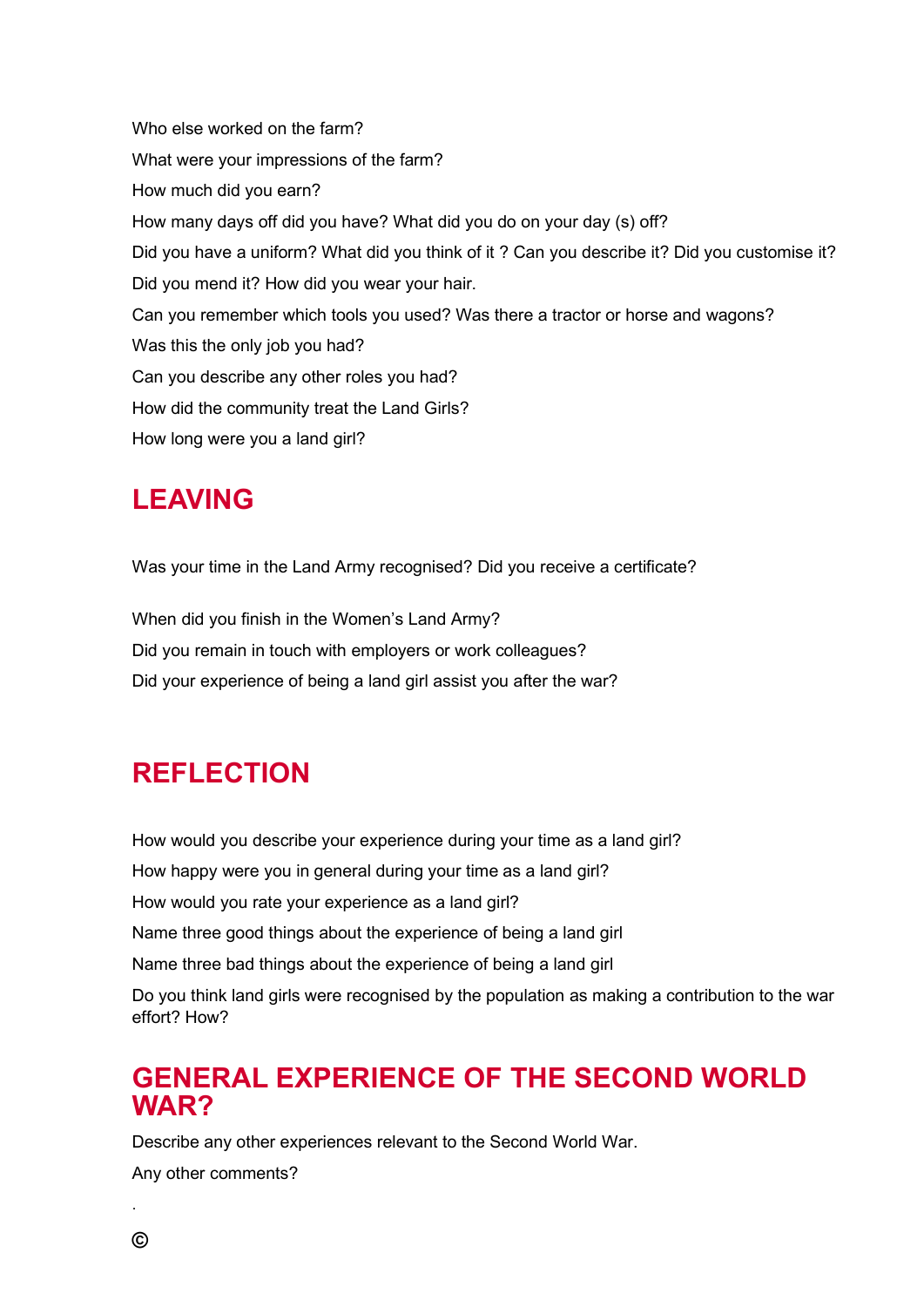Who else worked on the farm?

What were your impressions of the farm?

How much did you earn?

How many days off did you have? What did you do on your day (s) off?

Did you have a uniform? What did you think of it ? Can you describe it? Did you customise it?

Did you mend it? How did you wear your hair.

Can you remember which tools you used? Was there a tractor or horse and wagons?

Was this the only job you had?

Can you describe any other roles you had?

How did the community treat the Land Girls?

How long were you a land girl?

## LEAVING

Was your time in the Land Army recognised? Did you receive a certificate?

When did you finish in the Women's Land Army?

Did you remain in touch with employers or work colleagues?

Did your experience of being a land girl assist you after the war?

## REFLECTION

How would you describe your experience during your time as a land girl?

How happy were you in general during your time as a land girl?

How would you rate your experience as a land girl?

Name three good things about the experience of being a land girl

Name three bad things about the experience of being a land girl

Do you think land girls were recognised by the population as making a contribution to the war effort? How?

## GENERAL EXPERIENCE OF THE SECOND WORLD WAR?

Describe any other experiences relevant to the Second World War.

Any other comments?

.

©